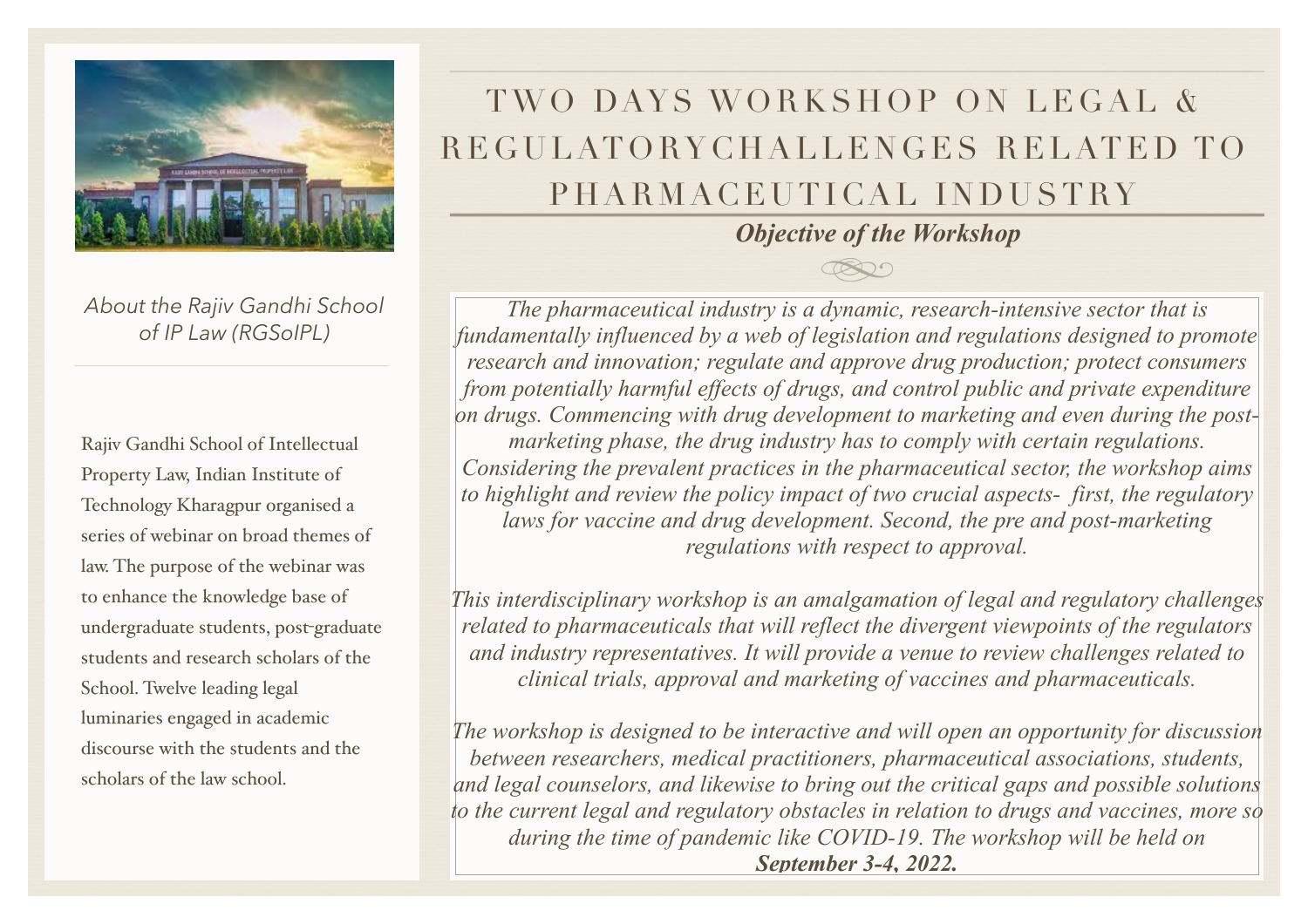# TWO DAYS WORKSHOP ON LEGAL & REGULATORYCHALLENGES RELATED TO PHARMACEUTICAL INDUSTRY

*About the Rajiv Gandhi School of IP Law (RGSoIPL)*

Rajiv Gandhi School of Intellectual Property Law, Indian Institute of Technology Kharagpur organised a series of webinar on broad themes of law. The purpose of the webinar was to enhance the knowledge base of undergraduate students, post-graduate students and research scholars of the School. Twelve leading legal luminaries engaged in academic discourse with the students and the scholars of the law school.

## ***Objective of the Workshop***

*The pharmaceutical industry is a dynamic, research-intensive sector that is fundamentally influenced by a web of legislation and regulations designed to promote research and innovation; regulate and approve drug production; protect consumers from potentially harmful effects of drugs, and control public and private expenditure on drugs. Commencing with drug development to marketing and even during the post-marketing phase, the drug industry has to comply with certain regulations. Considering the prevalent practices in the pharmaceutical sector, the workshop aims to highlight and review the policy impact of two crucial aspects- first, the regulatory laws for vaccine and drug development. Second, the pre and post-marketing regulations with respect to approval.*

*This interdisciplinary workshop is an amalgamation of legal and regulatory challenges related to pharmaceuticals that will reflect the divergent viewpoints of the regulators and industry representatives. It will provide a venue to review challenges related to clinical trials, approval and marketing of vaccines and pharmaceuticals.*

*The workshop is designed to be interactive and will open an opportunity for discussion between researchers, medical practitioners, pharmaceutical associations, students, and legal counselors, and likewise to bring out the critical gaps and possible solutions to the current legal and regulatory obstacles in relation to drugs and vaccines, more so during the time of pandemic like COVID-19. The workshop will be held on* ***September 3-4, 2022.***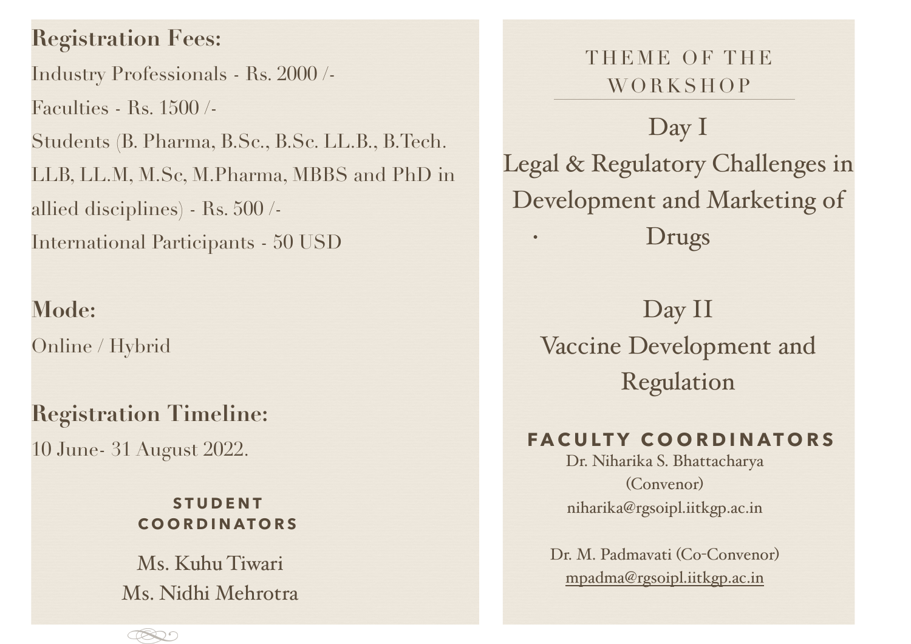**Registration Fees:**

Industry Professionals - Rs. 2000 /-

Faculties - Rs. 1500 /-

Students (B. Pharma, B.Sc., B.Sc. LL.B., B.Tech. LLB, LL.M, M.Sc, M.Pharma, MBBS and PhD in allied disciplines) - Rs. 500 /-

International Participants - 50 USD

**Mode:**

Online / Hybrid

**Registration Timeline:**

10 June- 31 August 2022.

**STUDENT COORDINATORS**

Ms. Kuhu Tiwari

Ms. Nidhi Mehrotra

## THEME OF THE WORKSHOP

Day I

Legal & Regulatory Challenges in Development and Marketing of Drugs

Day II

Vaccine Development and Regulation

**FACULTY COORDINATORS**

Dr. Niharika S. Bhattacharya (Convenor)
niharika@rgsoipl.iitkgp.ac.in

Dr. M. Padmavati (Co-Convenor)
mpadma@rgsoipl.iitkgp.ac.in